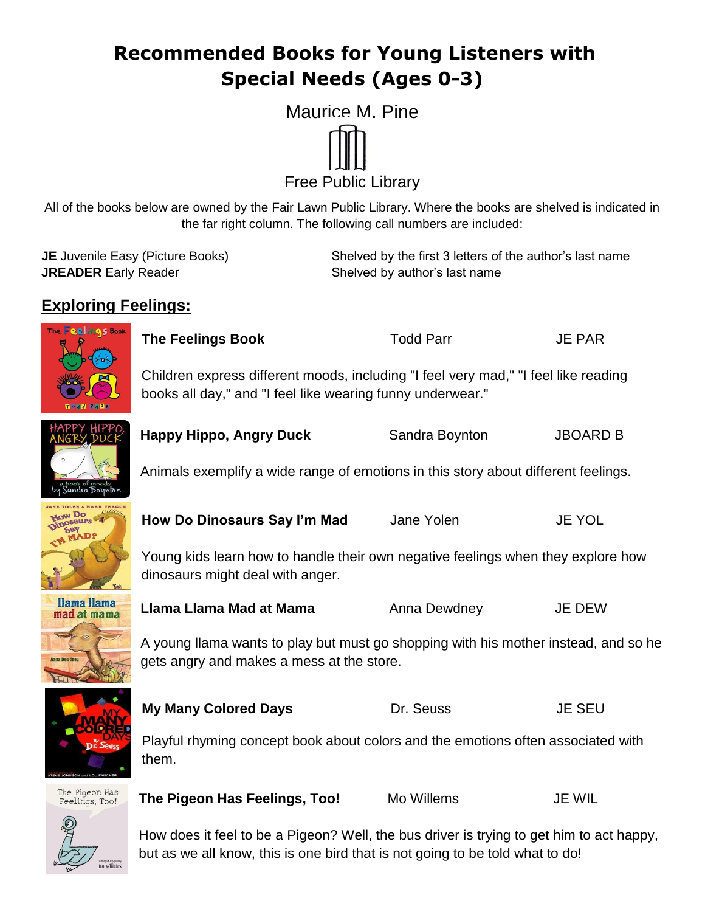# Recommended Books for Young Listeners with Special Needs (Ages 0-3)

Maurice M. Pine

Free Public Library

All of the books below are owned by the Fair Lawn Public Library. Where the books are shelved is indicated in the far right column. The following call numbers are included:

**JE** Juvenile Easy (Picture Books) — Shelved by the first 3 letters of the author's last name
**JREADER** Early Reader — Shelved by author's last name

## Exploring Feelings:

**The Feelings Book** — Todd Parr — JE PAR

Children express different moods, including "I feel very mad," "I feel like reading books all day," and "I feel like wearing funny underwear."

**Happy Hippo, Angry Duck** — Sandra Boynton — JBOARD B

Animals exemplify a wide range of emotions in this story about different feelings.

**How Do Dinosaurs Say I'm Mad** — Jane Yolen — JE YOL

Young kids learn how to handle their own negative feelings when they explore how dinosaurs might deal with anger.

**Llama Llama Mad at Mama** — Anna Dewdney — JE DEW

A young llama wants to play but must go shopping with his mother instead, and so he gets angry and makes a mess at the store.

**My Many Colored Days** — Dr. Seuss — JE SEU

Playful rhyming concept book about colors and the emotions often associated with them.

**The Pigeon Has Feelings, Too!** — Mo Willems — JE WIL

How does it feel to be a Pigeon? Well, the bus driver is trying to get him to act happy, but as we all know, this is one bird that is not going to be told what to do!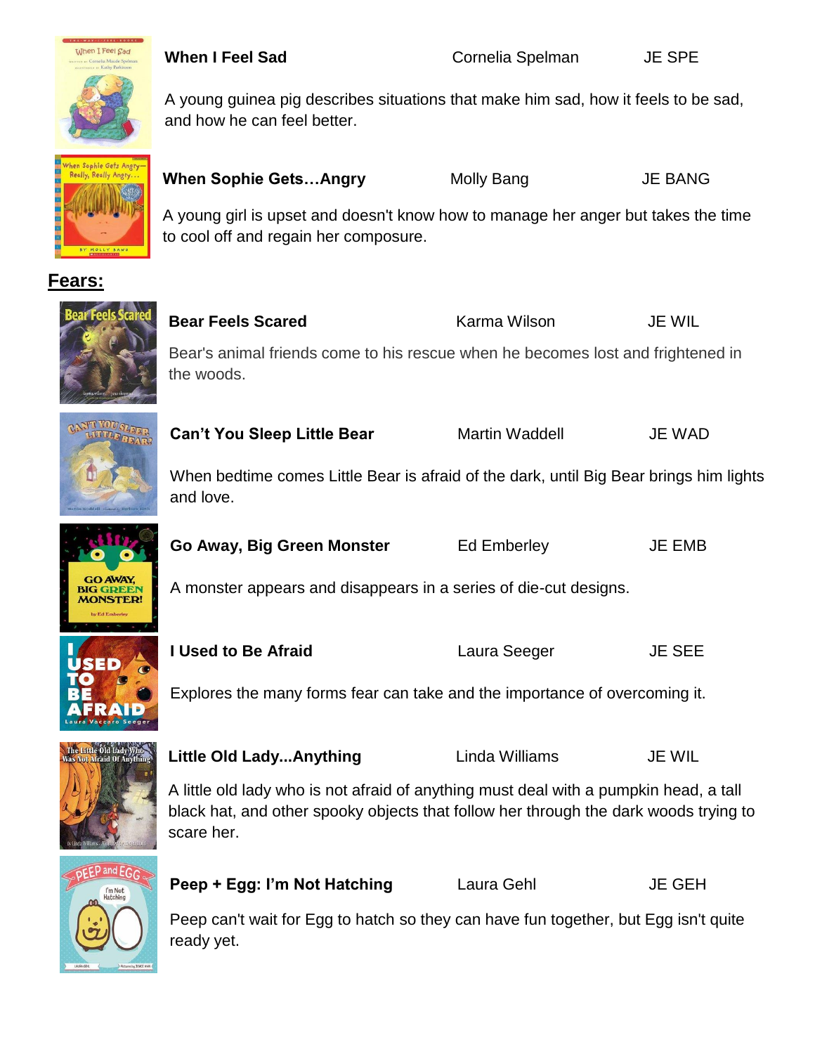**When I Feel Sad** Cornelia Spelman JE SPE

A young guinea pig describes situations that make him sad, how it feels to be sad, and how he can feel better.

**When Sophie Gets…Angry** Molly Bang JE BANG

A young girl is upset and doesn't know how to manage her anger but takes the time to cool off and regain her composure.

## Fears:

**Bear Feels Scared** Karma Wilson JE WIL

Bear's animal friends come to his rescue when he becomes lost and frightened in the woods.

**Can't You Sleep Little Bear** Martin Waddell JE WAD

When bedtime comes Little Bear is afraid of the dark, until Big Bear brings him lights and love.

**Go Away, Big Green Monster** Ed Emberley JE EMB

A monster appears and disappears in a series of die-cut designs.

**I Used to Be Afraid** Laura Seeger JE SEE

Explores the many forms fear can take and the importance of overcoming it.

**Little Old Lady...Anything** Linda Williams JE WIL

A little old lady who is not afraid of anything must deal with a pumpkin head, a tall black hat, and other spooky objects that follow her through the dark woods trying to scare her.

**Peep + Egg: I'm Not Hatching** Laura Gehl JE GEH

Peep can't wait for Egg to hatch so they can have fun together, but Egg isn't quite ready yet.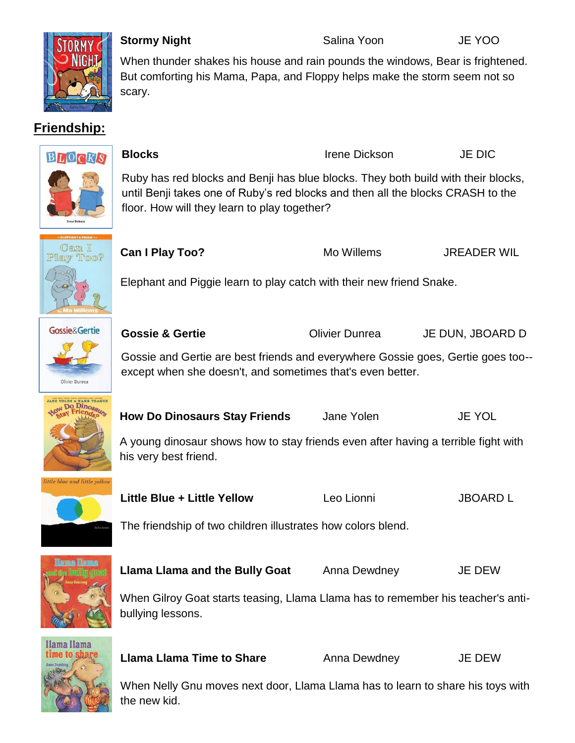**Stormy Night** Salina Yoon JE YOO

When thunder shakes his house and rain pounds the windows, Bear is frightened. But comforting his Mama, Papa, and Floppy helps make the storm seem not so scary.

## Friendship:

**Blocks** Irene Dickson JE DIC

Ruby has red blocks and Benji has blue blocks. They both build with their blocks, until Benji takes one of Ruby's red blocks and then all the blocks CRASH to the floor. How will they learn to play together?

**Can I Play Too?** Mo Willems JREADER WIL

Elephant and Piggie learn to play catch with their new friend Snake.

**Gossie & Gertie** Olivier Dunrea JE DUN, JBOARD D

Gossie and Gertie are best friends and everywhere Gossie goes, Gertie goes too--except when she doesn't, and sometimes that's even better.

**How Do Dinosaurs Stay Friends** Jane Yolen JE YOL

A young dinosaur shows how to stay friends even after having a terrible fight with his very best friend.

**Little Blue + Little Yellow** Leo Lionni JBOARD L

The friendship of two children illustrates how colors blend.

**Llama Llama and the Bully Goat** Anna Dewdney JE DEW

When Gilroy Goat starts teasing, Llama Llama has to remember his teacher's anti-bullying lessons.

**Llama Llama Time to Share** Anna Dewdney JE DEW

When Nelly Gnu moves next door, Llama Llama has to learn to share his toys with the new kid.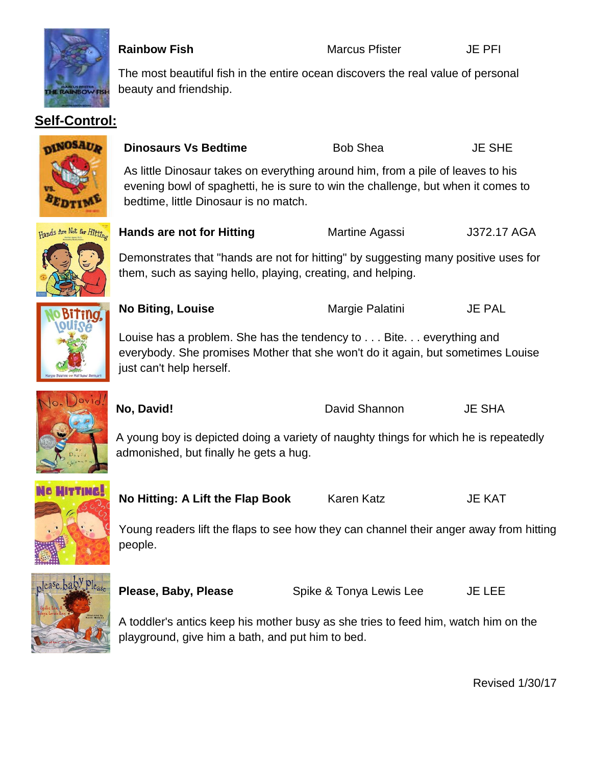**Rainbow Fish** Marcus Pfister JE PFI

The most beautiful fish in the entire ocean discovers the real value of personal beauty and friendship.

## Self-Control:

**Dinosaurs Vs Bedtime** Bob Shea JE SHE

As little Dinosaur takes on everything around him, from a pile of leaves to his evening bowl of spaghetti, he is sure to win the challenge, but when it comes to bedtime, little Dinosaur is no match.

**Hands are not for Hitting** Martine Agassi J372.17 AGA

Demonstrates that "hands are not for hitting" by suggesting many positive uses for them, such as saying hello, playing, creating, and helping.

**No Biting, Louise** Margie Palatini JE PAL

Louise has a problem. She has the tendency to . . . Bite. . . everything and everybody. She promises Mother that she won't do it again, but sometimes Louise just can't help herself.

**No, David!** David Shannon JE SHA

A young boy is depicted doing a variety of naughty things for which he is repeatedly admonished, but finally he gets a hug.

**No Hitting: A Lift the Flap Book** Karen Katz JE KAT

Young readers lift the flaps to see how they can channel their anger away from hitting people.

**Please, Baby, Please** Spike & Tonya Lewis Lee JE LEE

A toddler's antics keep his mother busy as she tries to feed him, watch him on the playground, give him a bath, and put him to bed.

Revised 1/30/17